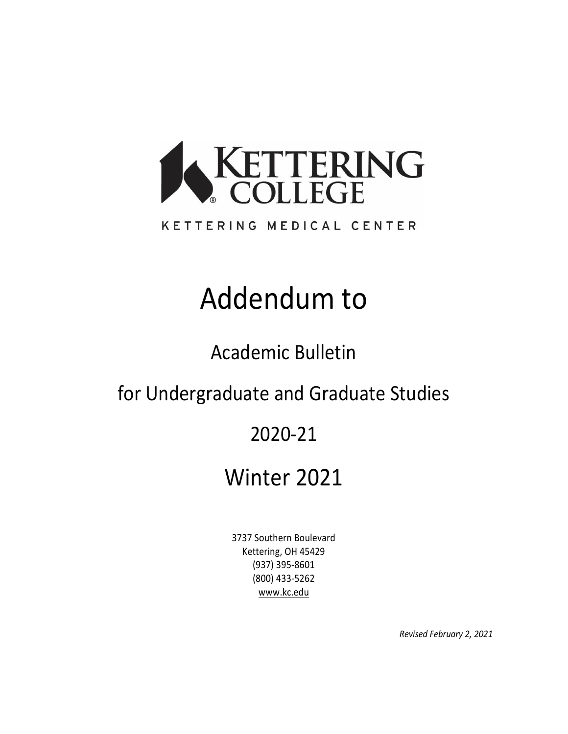KETTERING COLLEGE

KETTERING MEDICAL CENTER

# Addendum to

## Academic Bulletin

## for Undergraduate and Graduate Studies

## 2020-21

# Winter 2021

3737 Southern Boulevard
Kettering, OH 45429
(937) 395-8601
(800) 433-5262
www.kc.edu

*Revised February 2, 2021*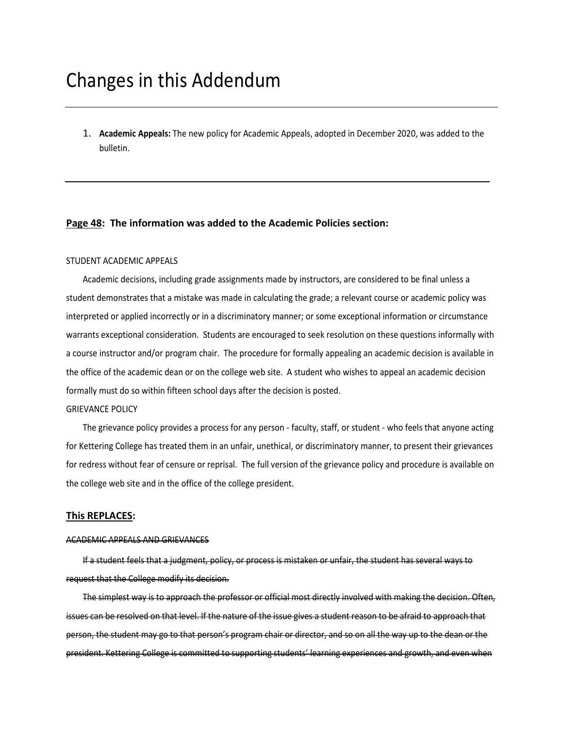# Changes in this Addendum

---

1. **Academic Appeals:** The new policy for Academic Appeals, adopted in December 2020, was added to the bulletin.

---

**Page 48: The information was added to the Academic Policies section:**

STUDENT ACADEMIC APPEALS

Academic decisions, including grade assignments made by instructors, are considered to be final unless a student demonstrates that a mistake was made in calculating the grade; a relevant course or academic policy was interpreted or applied incorrectly or in a discriminatory manner; or some exceptional information or circumstance warrants exceptional consideration. Students are encouraged to seek resolution on these questions informally with a course instructor and/or program chair. The procedure for formally appealing an academic decision is available in the office of the academic dean or on the college web site. A student who wishes to appeal an academic decision formally must do so within fifteen school days after the decision is posted.

GRIEVANCE POLICY

The grievance policy provides a process for any person - faculty, staff, or student - who feels that anyone acting for Kettering College has treated them in an unfair, unethical, or discriminatory manner, to present their grievances for redress without fear of censure or reprisal. The full version of the grievance policy and procedure is available on the college web site and in the office of the college president.

**This REPLACES:**

~~ACADEMIC APPEALS AND GRIEVANCES~~

~~If a student feels that a judgment, policy, or process is mistaken or unfair, the student has several ways to request that the College modify its decision.~~

~~The simplest way is to approach the professor or official most directly involved with making the decision. Often, issues can be resolved on that level. If the nature of the issue gives a student reason to be afraid to approach that person, the student may go to that person's program chair or director, and so on all the way up to the dean or the president. Kettering College is committed to supporting students' learning experiences and growth, and even when~~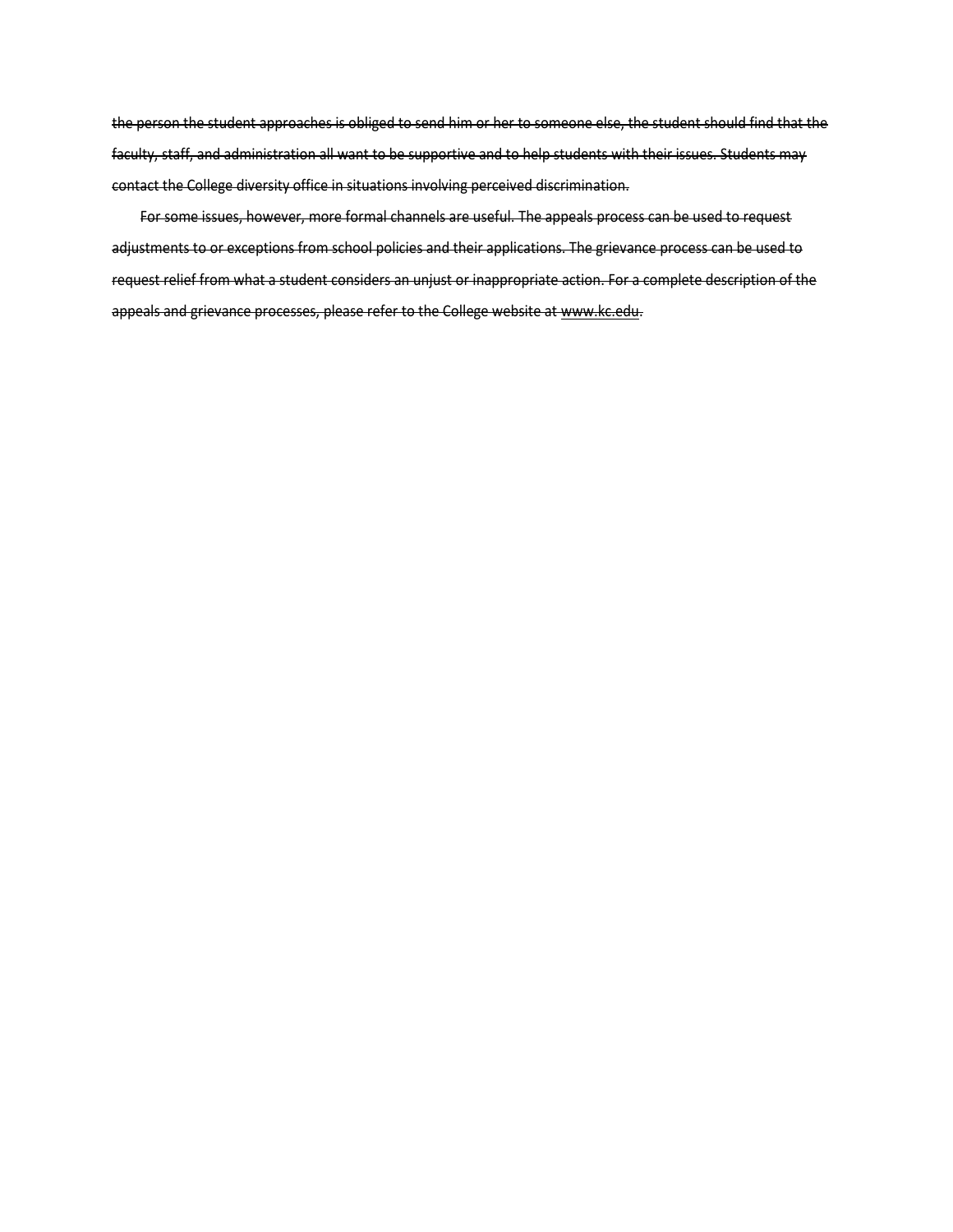~~the person the student approaches is obliged to send him or her to someone else, the student should find that the faculty, staff, and administration all want to be supportive and to help students with their issues. Students may contact the College diversity office in situations involving perceived discrimination.~~

~~For some issues, however, more formal channels are useful. The appeals process can be used to request adjustments to or exceptions from school policies and their applications. The grievance process can be used to request relief from what a student considers an unjust or inappropriate action. For a complete description of the appeals and grievance processes, please refer to the College website at www.kc.edu.~~